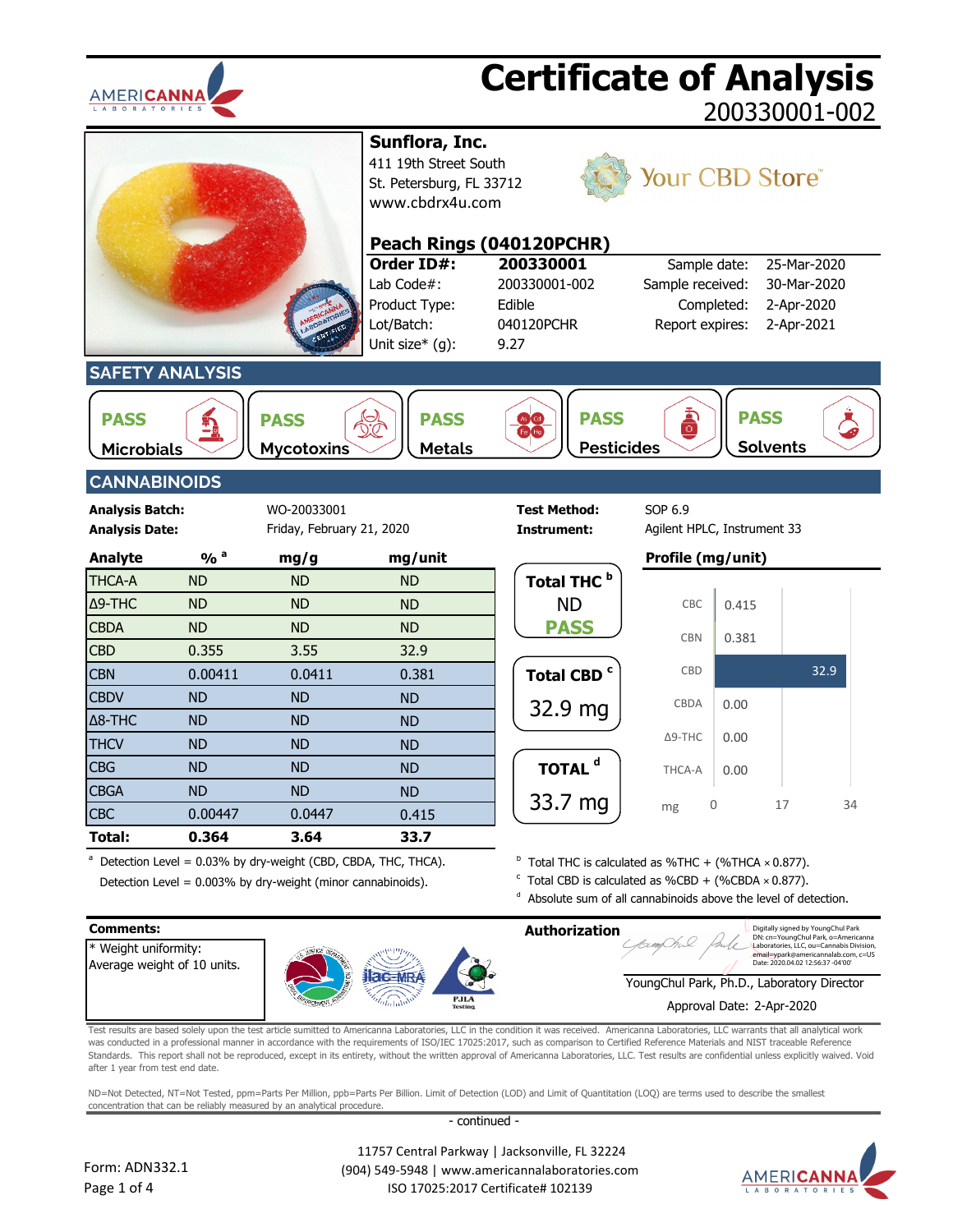# Certificate of Analysis

200330001-002

**Sunflora, Inc.**
411 19th Street South
St. Petersburg, FL 33712
www.cbdrx4u.com

Your CBD Store

## Peach Rings (040120PCHR)

| | | | |
|---|---|---|---|
| **Order ID#:** | **200330001** | Sample date: | 25-Mar-2020 |
| Lab Code#: | 200330001-002 | Sample received: | 30-Mar-2020 |
| Product Type: | Edible | Completed: | 2-Apr-2020 |
| Lot/Batch: | 040120PCHR | Report expires: | 2-Apr-2021 |
| Unit size* (g): | 9.27 | | |

## SAFETY ANALYSIS

| Microbials | Mycotoxins | Metals | Pesticides | Solvents |
|---|---|---|---|---|
| PASS | PASS | PASS | PASS | PASS |

## CANNABINOIDS

**Analysis Batch:** WO-20033001
**Analysis Date:** Friday, February 21, 2020
**Test Method:** SOP 6.9
**Instrument:** Agilent HPLC, Instrument 33

| Analyte | % [a] | mg/g | mg/unit |
|---|---|---|---|
| THCA-A | ND | ND | ND |
| Δ9-THC | ND | ND | ND |
| CBDA | ND | ND | ND |
| CBD | 0.355 | 3.55 | 32.9 |
| CBN | 0.00411 | 0.0411 | 0.381 |
| CBDV | ND | ND | ND |
| Δ8-THC | ND | ND | ND |
| THCV | ND | ND | ND |
| CBG | ND | ND | ND |
| CBGA | ND | ND | ND |
| CBC | 0.00447 | 0.0447 | 0.415 |
| **Total:** | **0.364** | **3.64** | **33.7** |

**Total THC [b]:** ND — **PASS**

**Total CBD [c]:** 32.9 mg

**TOTAL [d]:** 33.7 mg

**Profile (mg/unit)**

| Analyte | mg |
|---|---|
| CBC | 0.415 |
| CBN | 0.381 |
| CBD | 32.9 |
| CBDA | 0.00 |
| Δ9-THC | 0.00 |
| THCA-A | 0.00 |

[a] Detection Level = 0.03% by dry-weight (CBD, CBDA, THC, THCA).
Detection Level = 0.003% by dry-weight (minor cannabinoids).

[b] Total THC is calculated as %THC + (%THCA × 0.877).
[c] Total CBD is calculated as %CBD + (%CBDA × 0.877).
[d] Absolute sum of all cannabinoids above the level of detection.

**Comments:**
* Weight uniformity:
Average weight of 10 units.

**Authorization**

Digitally signed by YoungChul Park
DN: cn=YoungChul Park, o=Americanna Laboratories, LLC, ou=Cannabis Division, email=ypark@americannalab.com, c=US
Date: 2020.04.02 12:56:37 -04'00'

YoungChul Park, Ph.D., Laboratory Director
Approval Date: 2-Apr-2020

Test results are based solely upon the test article sumitted to Americanna Laboratories, LLC in the condition it was received. Americanna Laboratories, LLC warrants that all analytical work was conducted in a professional manner in accordance with the requirements of ISO/IEC 17025:2017, such as comparison to Certified Reference Materials and NIST traceable Reference Standards. This report shall not be reproduced, except in its entirety, without the written approval of Americanna Laboratories, LLC. Test results are confidential unless explicitly waived. Void after 1 year from test end date.

ND=Not Detected, NT=Not Tested, ppm=Parts Per Million, ppb=Parts Per Billion. Limit of Detection (LOD) and Limit of Quantitation (LOQ) are terms used to describe the smallest concentration that can be reliably measured by an analytical procedure.

- continued -

11757 Central Parkway | Jacksonville, FL 32224
(904) 549-5948 | www.americannalaboratories.com
ISO 17025:2017 Certificate# 102139

Form: ADN332.1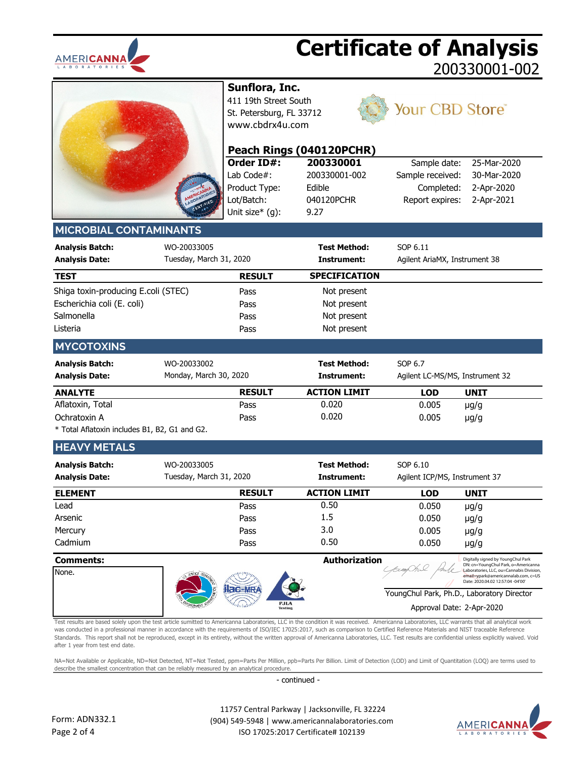# Certificate of Analysis

200330001-002

**Sunflora, Inc.**
411 19th Street South
St. Petersburg, FL 33712
www.cbdrx4u.com

Your CBD Store™

## Peach Rings (040120PCHR)

| | | | |
|---|---|---|---|
| **Order ID#:** | **200330001** | Sample date: | 25-Mar-2020 |
| Lab Code#: | 200330001-002 | Sample received: | 30-Mar-2020 |
| Product Type: | Edible | Completed: | 2-Apr-2020 |
| Lot/Batch: | 040120PCHR | Report expires: | 2-Apr-2021 |
| Unit size* (g): | 9.27 | | |

## MICROBIAL CONTAMINANTS

| | | | |
|---|---|---|---|
| **Analysis Batch:** | WO-20033005 | **Test Method:** | SOP 6.11 |
| **Analysis Date:** | Tuesday, March 31, 2020 | **Instrument:** | Agilent AriaMX, Instrument 38 |

| TEST | RESULT | SPECIFICATION |
|---|---|---|
| Shiga toxin-producing E.coli (STEC) | Pass | Not present |
| Escherichia coli (E. coli) | Pass | Not present |
| Salmonella | Pass | Not present |
| Listeria | Pass | Not present |

## MYCOTOXINS

| | | | |
|---|---|---|---|
| **Analysis Batch:** | WO-20033002 | **Test Method:** | SOP 6.7 |
| **Analysis Date:** | Monday, March 30, 2020 | **Instrument:** | Agilent LC-MS/MS, Instrument 32 |

| ANALYTE | RESULT | ACTION LIMIT | LOD | UNIT |
|---|---|---|---|---|
| Aflatoxin, Total | Pass | 0.020 | 0.005 | μg/g |
| Ochratoxin A | Pass | 0.020 | 0.005 | μg/g |

* Total Aflatoxin includes B1, B2, G1 and G2.

## HEAVY METALS

| | | | |
|---|---|---|---|
| **Analysis Batch:** | WO-20033005 | **Test Method:** | SOP 6.10 |
| **Analysis Date:** | Tuesday, March 31, 2020 | **Instrument:** | Agilent ICP/MS, Instrument 37 |

| ELEMENT | RESULT | ACTION LIMIT | LOD | UNIT |
|---|---|---|---|---|
| Lead | Pass | 0.50 | 0.050 | μg/g |
| Arsenic | Pass | 1.5 | 0.050 | μg/g |
| Mercury | Pass | 3.0 | 0.005 | μg/g |
| Cadmium | Pass | 0.50 | 0.050 | μg/g |

**Comments:**
None.

**Authorization**

Digitally signed by YoungChul Park
DN: cn=YoungChul Park, o=Americanna Laboratories, LLC, ou=Cannabis Division, email=ypark@americannalab.com, c=US
Date: 2020.04.02 12:57:04 -04'00'

YoungChul Park, Ph.D., Laboratory Director
Approval Date: 2-Apr-2020

Test results are based solely upon the test article sumitted to Americanna Laboratories, LLC in the condition it was received. Americanna Laboratories, LLC warrants that all analytical work was conducted in a professional manner in accordance with the requirements of ISO/IEC 17025:2017, such as comparison to Certified Reference Materials and NIST traceable Reference Standards. This report shall not be reproduced, except in its entirety, without the written approval of Americanna Laboratories, LLC. Test results are confidential unless explicitly waived. Void after 1 year from test end date.

NA=Not Available or Applicable, ND=Not Detected, NT=Not Tested, ppm=Parts Per Million, ppb=Parts Per Billion. Limit of Detection (LOD) and Limit of Quantitation (LOQ) are terms used to describe the smallest concentration that can be reliably measured by an analytical procedure.

- continued -

Form: ADN332.1

11757 Central Parkway | Jacksonville, FL 32224
(904) 549-5948 | www.americannalaboratories.com
ISO 17025:2017 Certificate# 102139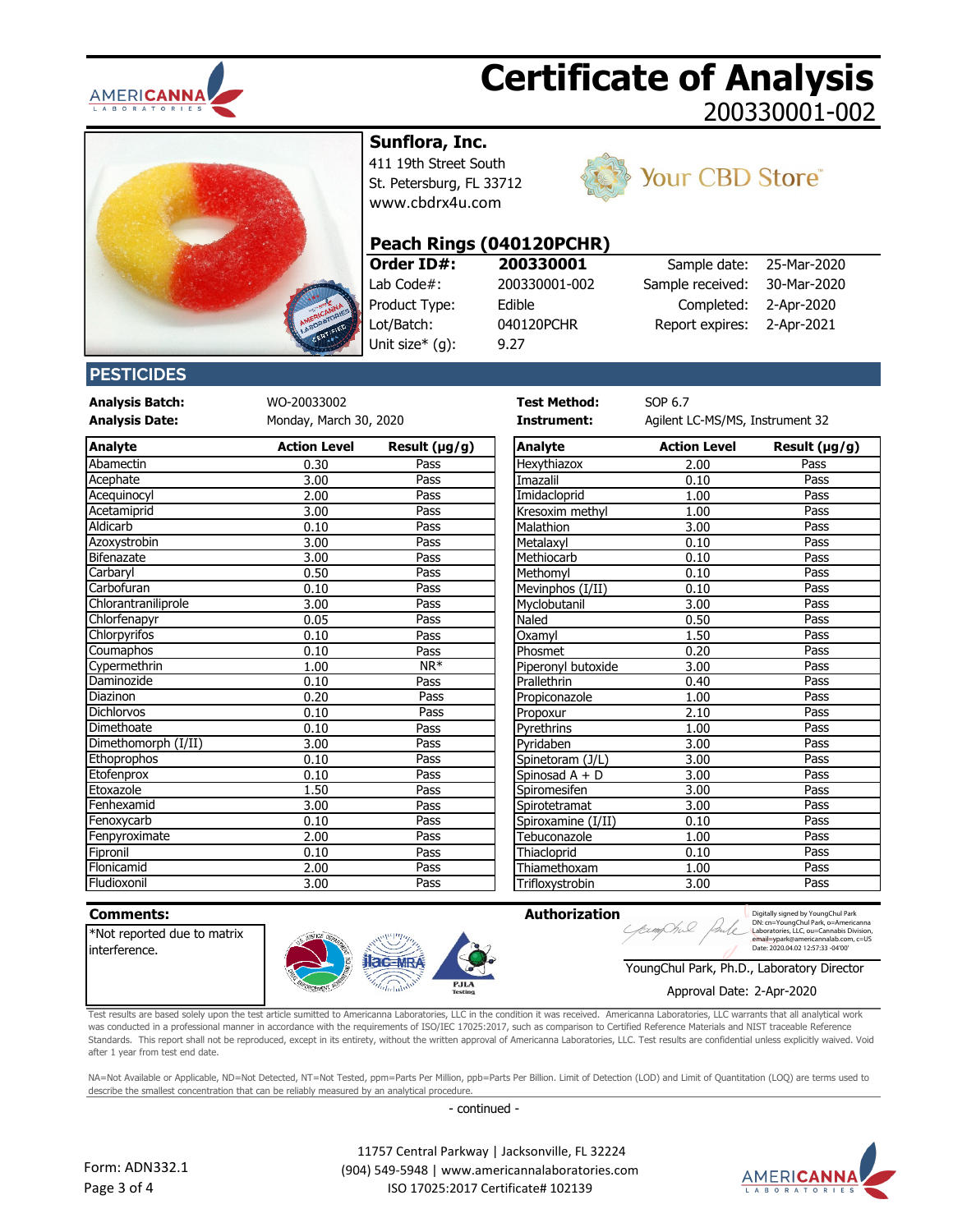# Certificate of Analysis

200330001-002

## Sunflora, Inc.

411 19th Street South
St. Petersburg, FL 33712
www.cbdrx4u.com

Your CBD Store

### Peach Rings (040120PCHR)

| | | | |
|---|---|---|---|
| **Order ID#:** | **200330001** | Sample date: | 25-Mar-2020 |
| Lab Code#: | 200330001-002 | Sample received: | 30-Mar-2020 |
| Product Type: | Edible | Completed: | 2-Apr-2020 |
| Lot/Batch: | 040120PCHR | Report expires: | 2-Apr-2021 |
| Unit size* (g): | 9.27 | | |

## PESTICIDES

| | | | |
|---|---|---|---|
| **Analysis Batch:** | WO-20033002 | **Test Method:** | SOP 6.7 |
| **Analysis Date:** | Monday, March 30, 2020 | **Instrument:** | Agilent LC-MS/MS, Instrument 32 |

| Analyte | Action Level | Result (µg/g) | Analyte | Action Level | Result (µg/g) |
|---|---|---|---|---|---|
| Abamectin | 0.30 | Pass | Hexythiazox | 2.00 | Pass |
| Acephate | 3.00 | Pass | Imazalil | 0.10 | Pass |
| Acequinocyl | 2.00 | Pass | Imidacloprid | 1.00 | Pass |
| Acetamiprid | 3.00 | Pass | Kresoxim methyl | 1.00 | Pass |
| Aldicarb | 0.10 | Pass | Malathion | 3.00 | Pass |
| Azoxystrobin | 3.00 | Pass | Metalaxyl | 0.10 | Pass |
| Bifenazate | 3.00 | Pass | Methiocarb | 0.10 | Pass |
| Carbaryl | 0.50 | Pass | Methomyl | 0.10 | Pass |
| Carbofuran | 0.10 | Pass | Mevinphos (I/II) | 0.10 | Pass |
| Chlorantraniliprole | 3.00 | Pass | Myclobutanil | 3.00 | Pass |
| Chlorfenapyr | 0.05 | Pass | Naled | 0.50 | Pass |
| Chlorpyrifos | 0.10 | Pass | Oxamyl | 1.50 | Pass |
| Coumaphos | 0.10 | Pass | Phosmet | 0.20 | Pass |
| Cypermethrin | 1.00 | NR* | Piperonyl butoxide | 3.00 | Pass |
| Daminozide | 0.10 | Pass | Prallethrin | 0.40 | Pass |
| Diazinon | 0.20 | Pass | Propiconazole | 1.00 | Pass |
| Dichlorvos | 0.10 | Pass | Propoxur | 2.10 | Pass |
| Dimethoate | 0.10 | Pass | Pyrethrins | 1.00 | Pass |
| Dimethomorph (I/II) | 3.00 | Pass | Pyridaben | 3.00 | Pass |
| Ethoprophos | 0.10 | Pass | Spinetoram (J/L) | 3.00 | Pass |
| Etofenprox | 0.10 | Pass | Spinosad A + D | 3.00 | Pass |
| Etoxazole | 1.50 | Pass | Spiromesifen | 3.00 | Pass |
| Fenhexamid | 3.00 | Pass | Spirotetramat | 3.00 | Pass |
| Fenoxycarb | 0.10 | Pass | Spiroxamine (I/II) | 0.10 | Pass |
| Fenpyroximate | 2.00 | Pass | Tebuconazole | 1.00 | Pass |
| Fipronil | 0.10 | Pass | Thiacloprid | 0.10 | Pass |
| Flonicamid | 2.00 | Pass | Thiamethoxam | 1.00 | Pass |
| Fludioxonil | 3.00 | Pass | Trifloxystrobin | 3.00 | Pass |

**Comments:**

*Not reported due to matrix interference.

**Authorization**

Digitally signed by YoungChul Park
DN: cn=YoungChul Park, o=Americanna Laboratories, LLC, ou=Cannabis Division, email=ypark@americannalab.com, c=US
Date: 2020.04.02 12:57:33 -04'00'

YoungChul Park, Ph.D., Laboratory Director

Approval Date: 2-Apr-2020

Test results are based solely upon the test article sumitted to Americanna Laboratories, LLC in the condition it was received. Americanna Laboratories, LLC warrants that all analytical work was conducted in a professional manner in accordance with the requirements of ISO/IEC 17025:2017, such as comparison to Certified Reference Materials and NIST traceable Reference Standards. This report shall not be reproduced, except in its entirety, without the written approval of Americanna Laboratories, LLC. Test results are confidential unless explicitly waived. Void after 1 year from test end date.

NA=Not Available or Applicable, ND=Not Detected, NT=Not Tested, ppm=Parts Per Million, ppb=Parts Per Billion. Limit of Detection (LOD) and Limit of Quantitation (LOQ) are terms used to describe the smallest concentration that can be reliably measured by an analytical procedure.

- continued -

11757 Central Parkway | Jacksonville, FL 32224
(904) 549-5948 | www.americannalaboratories.com
ISO 17025:2017 Certificate# 102139

Form: ADN332.1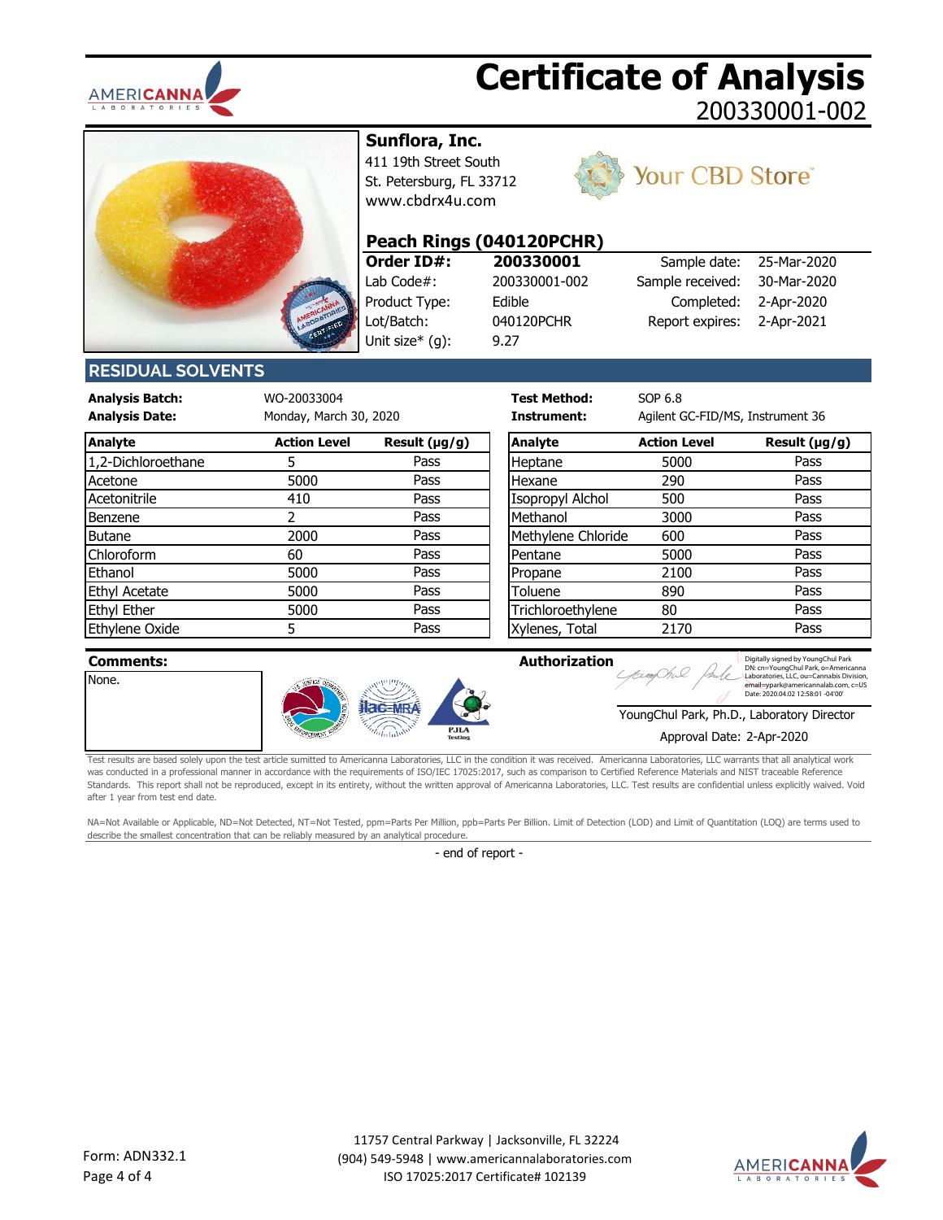# Certificate of Analysis

200330001-002

**Sunflora, Inc.**
411 19th Street South
St. Petersburg, FL 33712
www.cbdrx4u.com

Your CBD Store

## Peach Rings (040120PCHR)

| | | | |
|---|---|---|---|
| **Order ID#:** | **200330001** | Sample date: | 25-Mar-2020 |
| Lab Code#: | 200330001-002 | Sample received: | 30-Mar-2020 |
| Product Type: | Edible | Completed: | 2-Apr-2020 |
| Lot/Batch: | 040120PCHR | Report expires: | 2-Apr-2021 |
| Unit size* (g): | 9.27 | | |

## RESIDUAL SOLVENTS

**Analysis Batch:** WO-20033004
**Analysis Date:** Monday, March 30, 2020
**Test Method:** SOP 6.8
**Instrument:** Agilent GC-FID/MS, Instrument 36

| Analyte | Action Level | Result (µg/g) | Analyte | Action Level | Result (µg/g) |
|---|---|---|---|---|---|
| 1,2-Dichloroethane | 5 | Pass | Heptane | 5000 | Pass |
| Acetone | 5000 | Pass | Hexane | 290 | Pass |
| Acetonitrile | 410 | Pass | Isopropyl Alchol | 500 | Pass |
| Benzene | 2 | Pass | Methanol | 3000 | Pass |
| Butane | 2000 | Pass | Methylene Chloride | 600 | Pass |
| Chloroform | 60 | Pass | Pentane | 5000 | Pass |
| Ethanol | 5000 | Pass | Propane | 2100 | Pass |
| Ethyl Acetate | 5000 | Pass | Toluene | 890 | Pass |
| Ethyl Ether | 5000 | Pass | Trichloroethylene | 80 | Pass |
| Ethylene Oxide | 5 | Pass | Xylenes, Total | 2170 | Pass |

**Comments:**
None.

**Authorization**

Digitally signed by YoungChul Park
DN: cn=YoungChul Park, o=Americanna Laboratories, LLC, ou=Cannabis Division, email=ypark@americannalab.com, c=US
Date: 2020.04.02 12:58:01 -04'00'

YoungChul Park, Ph.D., Laboratory Director
Approval Date: 2-Apr-2020

Test results are based solely upon the test article sumitted to Americanna Laboratories, LLC in the condition it was received. Americanna Laboratories, LLC warrants that all analytical work was conducted in a professional manner in accordance with the requirements of ISO/IEC 17025:2017, such as comparison to Certified Reference Materials and NIST traceable Reference Standards. This report shall not be reproduced, except in its entirety, without the written approval of Americanna Laboratories, LLC. Test results are confidential unless explicitly waived. Void after 1 year from test end date.

NA=Not Available or Applicable, ND=Not Detected, NT=Not Tested, ppm=Parts Per Million, ppb=Parts Per Billion. Limit of Detection (LOD) and Limit of Quantitation (LOQ) are terms used to describe the smallest concentration that can be reliably measured by an analytical procedure.

- end of report -

Form: ADN332.1

11757 Central Parkway | Jacksonville, FL 32224
(904) 549-5948 | www.americannalaboratories.com
ISO 17025:2017 Certificate# 102139